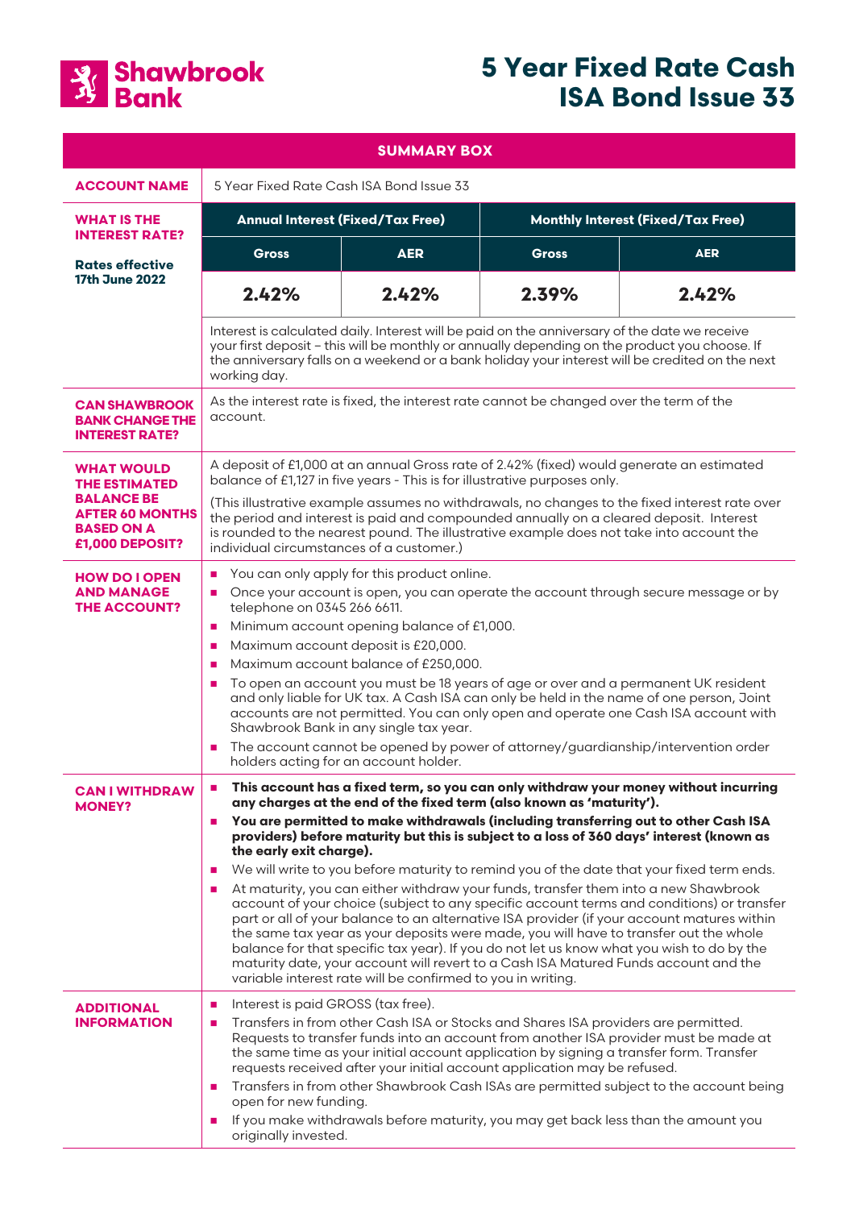# Shawbrook Bank

# 5 Year Fixed Rate Cash ISA Bond Issue 33

## SUMMARY BOX

| | | | | |
|---|---|---|---|---|
| **ACCOUNT NAME** | 5 Year Fixed Rate Cash ISA Bond Issue 33 | | | |
| **WHAT IS THE INTEREST RATE?**<br><br>**Rates effective 17th June 2022** | **Annual Interest (Fixed/Tax Free)** | | **Monthly Interest (Fixed/Tax Free)** | |
| | **Gross** | **AER** | **Gross** | **AER** |
| | **2.42%** | **2.42%** | **2.39%** | **2.42%** |
| | Interest is calculated daily. Interest will be paid on the anniversary of the date we receive your first deposit – this will be monthly or annually depending on the product you choose. If the anniversary falls on a weekend or a bank holiday your interest will be credited on the next working day. | | | |
| **CAN SHAWBROOK BANK CHANGE THE INTEREST RATE?** | As the interest rate is fixed, the interest rate cannot be changed over the term of the account. | | | |
| **WHAT WOULD THE ESTIMATED BALANCE BE AFTER 60 MONTHS BASED ON A £1,000 DEPOSIT?** | A deposit of £1,000 at an annual Gross rate of 2.42% (fixed) would generate an estimated balance of £1,127 in five years - This is for illustrative purposes only.<br><br>(This illustrative example assumes no withdrawals, no changes to the fixed interest rate over the period and interest is paid and compounded annually on a cleared deposit. Interest is rounded to the nearest pound. The illustrative example does not take into account the individual circumstances of a customer.) | | | |
| **HOW DO I OPEN AND MANAGE THE ACCOUNT?** | ■ You can only apply for this product online.<br>■ Once your account is open, you can operate the account through secure message or by telephone on 0345 266 6611.<br>■ Minimum account opening balance of £1,000.<br>■ Maximum account deposit is £20,000.<br>■ Maximum account balance of £250,000.<br>■ To open an account you must be 18 years of age or over and a permanent UK resident and only liable for UK tax. A Cash ISA can only be held in the name of one person, Joint accounts are not permitted. You can only open and operate one Cash ISA account with Shawbrook Bank in any single tax year.<br>■ The account cannot be opened by power of attorney/guardianship/intervention order holders acting for an account holder. | | | |
| **CAN I WITHDRAW MONEY?** | ■ **This account has a fixed term, so you can only withdraw your money without incurring any charges at the end of the fixed term (also known as 'maturity').**<br>■ **You are permitted to make withdrawals (including transferring out to other Cash ISA providers) before maturity but this is subject to a loss of 360 days' interest (known as the early exit charge).**<br>■ We will write to you before maturity to remind you of the date that your fixed term ends.<br>■ At maturity, you can either withdraw your funds, transfer them into a new Shawbrook account of your choice (subject to any specific account terms and conditions) or transfer part or all of your balance to an alternative ISA provider (if your account matures within the same tax year as your deposits were made, you will have to transfer out the whole balance for that specific tax year). If you do not let us know what you wish to do by the maturity date, your account will revert to a Cash ISA Matured Funds account and the variable interest rate will be confirmed to you in writing. | | | |
| **ADDITIONAL INFORMATION** | ■ Interest is paid GROSS (tax free).<br>■ Transfers in from other Cash ISA or Stocks and Shares ISA providers are permitted. Requests to transfer funds into an account from another ISA provider must be made at the same time as your initial account application by signing a transfer form. Transfer requests received after your initial account application may be refused.<br>■ Transfers in from other Shawbrook Cash ISAs are permitted subject to the account being open for new funding.<br>■ If you make withdrawals before maturity, you may get back less than the amount you originally invested. | | | |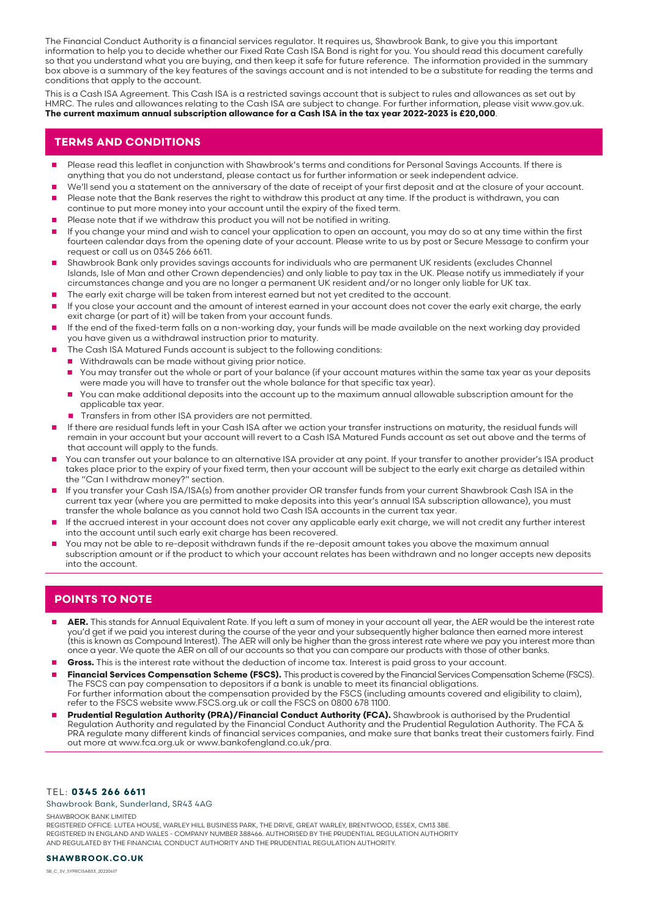The Financial Conduct Authority is a financial services regulator. It requires us, Shawbrook Bank, to give you this important information to help you to decide whether our Fixed Rate Cash ISA Bond is right for you. You should read this document carefully so that you understand what you are buying, and then keep it safe for future reference. The information provided in the summary box above is a summary of the key features of the savings account and is not intended to be a substitute for reading the terms and conditions that apply to the account.

This is a Cash ISA Agreement. This Cash ISA is a restricted savings account that is subject to rules and allowances as set out by HMRC. The rules and allowances relating to the Cash ISA are subject to change. For further information, please visit www.gov.uk. **The current maximum annual subscription allowance for a Cash ISA in the tax year 2022-2023 is £20,000**.

## TERMS AND CONDITIONS

- Please read this leaflet in conjunction with Shawbrook's terms and conditions for Personal Savings Accounts. If there is anything that you do not understand, please contact us for further information or seek independent advice.
- We'll send you a statement on the anniversary of the date of receipt of your first deposit and at the closure of your account.
- Please note that the Bank reserves the right to withdraw this product at any time. If the product is withdrawn, you can continue to put more money into your account until the expiry of the fixed term.
- Please note that if we withdraw this product you will not be notified in writing.
- If you change your mind and wish to cancel your application to open an account, you may do so at any time within the first fourteen calendar days from the opening date of your account. Please write to us by post or Secure Message to confirm your request or call us on 0345 266 6611.
- Shawbrook Bank only provides savings accounts for individuals who are permanent UK residents (excludes Channel Islands, Isle of Man and other Crown dependencies) and only liable to pay tax in the UK. Please notify us immediately if your circumstances change and you are no longer a permanent UK resident and/or no longer only liable for UK tax.
- The early exit charge will be taken from interest earned but not yet credited to the account.
- If you close your account and the amount of interest earned in your account does not cover the early exit charge, the early exit charge (or part of it) will be taken from your account funds.
- If the end of the fixed-term falls on a non-working day, your funds will be made available on the next working day provided you have given us a withdrawal instruction prior to maturity.
- The Cash ISA Matured Funds account is subject to the following conditions:
  - Withdrawals can be made without giving prior notice.
  - You may transfer out the whole or part of your balance (if your account matures within the same tax year as your deposits were made you will have to transfer out the whole balance for that specific tax year).
  - You can make additional deposits into the account up to the maximum annual allowable subscription amount for the applicable tax year.
  - Transfers in from other ISA providers are not permitted.
- If there are residual funds left in your Cash ISA after we action your transfer instructions on maturity, the residual funds will remain in your account but your account will revert to a Cash ISA Matured Funds account as set out above and the terms of that account will apply to the funds.
- You can transfer out your balance to an alternative ISA provider at any point. If your transfer to another provider's ISA product takes place prior to the expiry of your fixed term, then your account will be subject to the early exit charge as detailed within the "Can I withdraw money?" section.
- If you transfer your Cash ISA/ISA(s) from another provider OR transfer funds from your current Shawbrook Cash ISA in the current tax year (where you are permitted to make deposits into this year's annual ISA subscription allowance), you must transfer the whole balance as you cannot hold two Cash ISA accounts in the current tax year.
- If the accrued interest in your account does not cover any applicable early exit charge, we will not credit any further interest into the account until such early exit charge has been recovered.
- You may not be able to re-deposit withdrawn funds if the re-deposit amount takes you above the maximum annual subscription amount or if the product to which your account relates has been withdrawn and no longer accepts new deposits into the account.

## POINTS TO NOTE

- **AER.** This stands for Annual Equivalent Rate. If you left a sum of money in your account all year, the AER would be the interest rate you'd get if we paid you interest during the course of the year and your subsequently higher balance then earned more interest (this is known as Compound Interest). The AER will only be higher than the gross interest rate where we pay you interest more than once a year. We quote the AER on all of our accounts so that you can compare our products with those of other banks.
- **Gross.** This is the interest rate without the deduction of income tax. Interest is paid gross to your account.
- **Financial Services Compensation Scheme (FSCS).** This product is covered by the Financial Services Compensation Scheme (FSCS). The FSCS can pay compensation to depositors if a bank is unable to meet its financial obligations.
  For further information about the compensation provided by the FSCS (including amounts covered and eligibility to claim), refer to the FSCS website www.FSCS.org.uk or call the FSCS on 0800 678 1100.
- **Prudential Regulation Authority (PRA)/Financial Conduct Authority (FCA).** Shawbrook is authorised by the Prudential Regulation Authority and regulated by the Financial Conduct Authority and the Prudential Regulation Authority. The FCA & PRA regulate many different kinds of financial services companies, and make sure that banks treat their customers fairly. Find out more at www.fca.org.uk or www.bankofengland.co.uk/pra.

TEL: **0345 266 6611**

Shawbrook Bank, Sunderland, SR43 4AG

SHAWBROOK BANK LIMITED
REGISTERED OFFICE: LUTEA HOUSE, WARLEY HILL BUSINESS PARK, THE DRIVE, GREAT WARLEY, BRENTWOOD, ESSEX, CM13 3BE.
REGISTERED IN ENGLAND AND WALES - COMPANY NUMBER 388466. AUTHORISED BY THE PRUDENTIAL REGULATION AUTHORITY AND REGULATED BY THE FINANCIAL CONDUCT AUTHORITY AND THE PRUDENTIAL REGULATION AUTHORITY.

**SHAWBROOK.CO.UK**

SB_C_SV_5YFRCISAB33_20220617